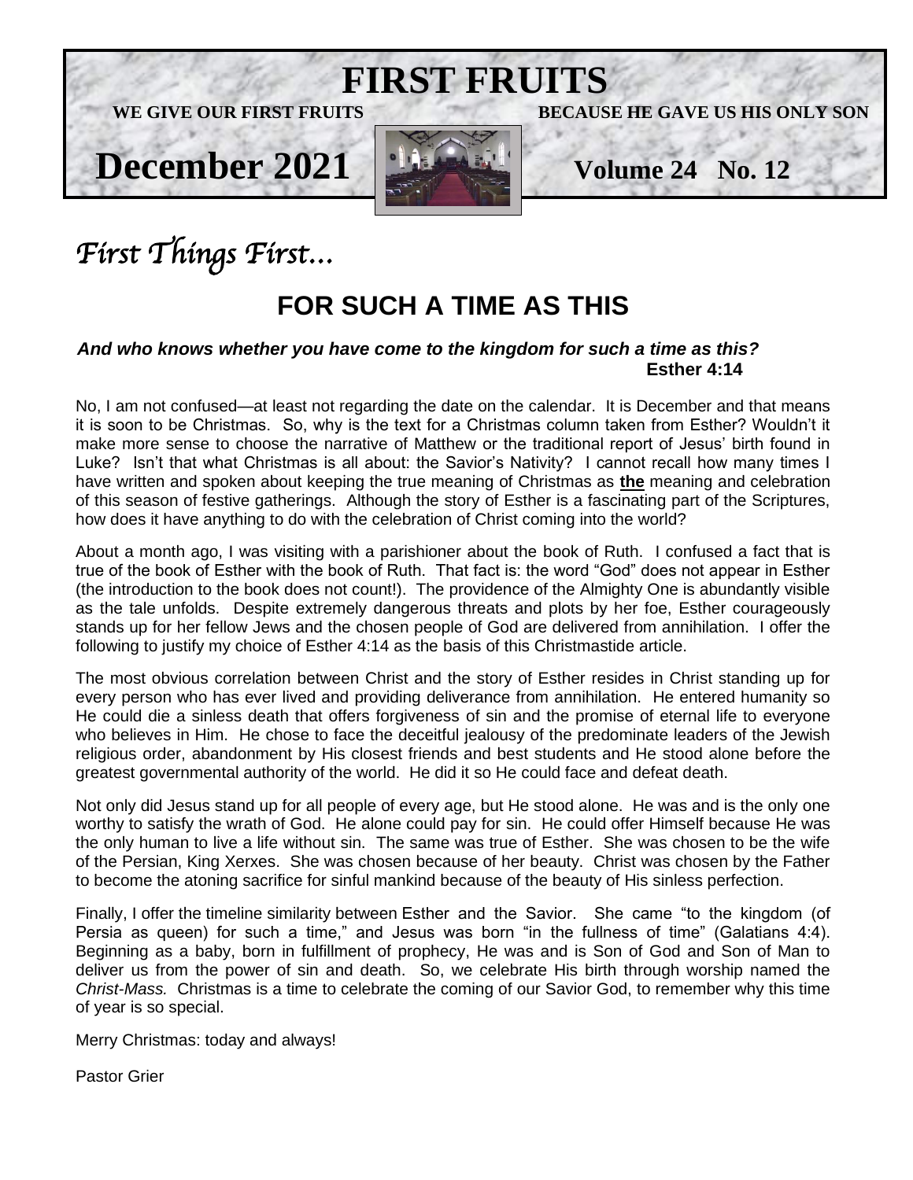# FIRST FRUITS

**WE GIVE OUR FIRST FRUITS** **BECAUSE HE GAVE US HIS ONLY SON**

**December 2021** **Volume 24 No. 12**

## *First Things First…*

## FOR SUCH A TIME AS THIS

***And who knows whether you have come to the kingdom for such a time as this?***
**Esther 4:14**

No, I am not confused—at least not regarding the date on the calendar. It is December and that means it is soon to be Christmas. So, why is the text for a Christmas column taken from Esther? Wouldn't it make more sense to choose the narrative of Matthew or the traditional report of Jesus' birth found in Luke? Isn't that what Christmas is all about: the Savior's Nativity? I cannot recall how many times I have written and spoken about keeping the true meaning of Christmas as **the** meaning and celebration of this season of festive gatherings. Although the story of Esther is a fascinating part of the Scriptures, how does it have anything to do with the celebration of Christ coming into the world?

About a month ago, I was visiting with a parishioner about the book of Ruth. I confused a fact that is true of the book of Esther with the book of Ruth. That fact is: the word "God" does not appear in Esther (the introduction to the book does not count!). The providence of the Almighty One is abundantly visible as the tale unfolds. Despite extremely dangerous threats and plots by her foe, Esther courageously stands up for her fellow Jews and the chosen people of God are delivered from annihilation. I offer the following to justify my choice of Esther 4:14 as the basis of this Christmastide article.

The most obvious correlation between Christ and the story of Esther resides in Christ standing up for every person who has ever lived and providing deliverance from annihilation. He entered humanity so He could die a sinless death that offers forgiveness of sin and the promise of eternal life to everyone who believes in Him. He chose to face the deceitful jealousy of the predominate leaders of the Jewish religious order, abandonment by His closest friends and best students and He stood alone before the greatest governmental authority of the world. He did it so He could face and defeat death.

Not only did Jesus stand up for all people of every age, but He stood alone. He was and is the only one worthy to satisfy the wrath of God. He alone could pay for sin. He could offer Himself because He was the only human to live a life without sin. The same was true of Esther. She was chosen to be the wife of the Persian, King Xerxes. She was chosen because of her beauty. Christ was chosen by the Father to become the atoning sacrifice for sinful mankind because of the beauty of His sinless perfection.

Finally, I offer the timeline similarity between Esther and the Savior. She came "to the kingdom (of Persia as queen) for such a time," and Jesus was born "in the fullness of time" (Galatians 4:4). Beginning as a baby, born in fulfillment of prophecy, He was and is Son of God and Son of Man to deliver us from the power of sin and death. So, we celebrate His birth through worship named the *Christ-Mass.* Christmas is a time to celebrate the coming of our Savior God, to remember why this time of year is so special.

Merry Christmas: today and always!

Pastor Grier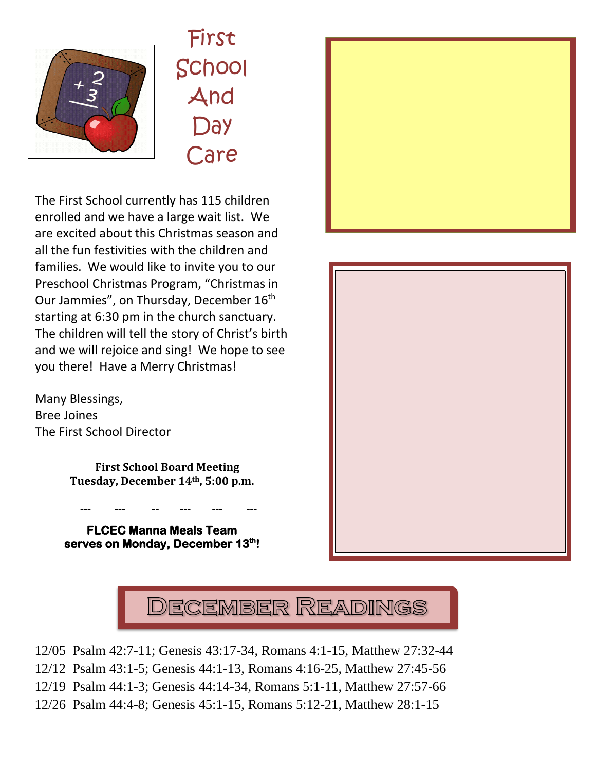# First School And Day Care

The First School currently has 115 children enrolled and we have a large wait list. We are excited about this Christmas season and all the fun festivities with the children and families. We would like to invite you to our Preschool Christmas Program, “Christmas in Our Jammies”, on Thursday, December 16th starting at 6:30 pm in the church sanctuary. The children will tell the story of Christ’s birth and we will rejoice and sing! We hope to see you there! Have a Merry Christmas!

Many Blessings,
Bree Joines
The First School Director

**First School Board Meeting**
**Tuesday, December 14th, 5:00 p.m.**

--- --- -- --- --- ---

**FLCEC Manna Meals Team serves on Monday, December 13th!**

# December Readings

12/05 Psalm 42:7-11; Genesis 43:17-34, Romans 4:1-15, Matthew 27:32-44
12/12 Psalm 43:1-5; Genesis 44:1-13, Romans 4:16-25, Matthew 27:45-56
12/19 Psalm 44:1-3; Genesis 44:14-34, Romans 5:1-11, Matthew 27:57-66
12/26 Psalm 44:4-8; Genesis 45:1-15, Romans 5:12-21, Matthew 28:1-15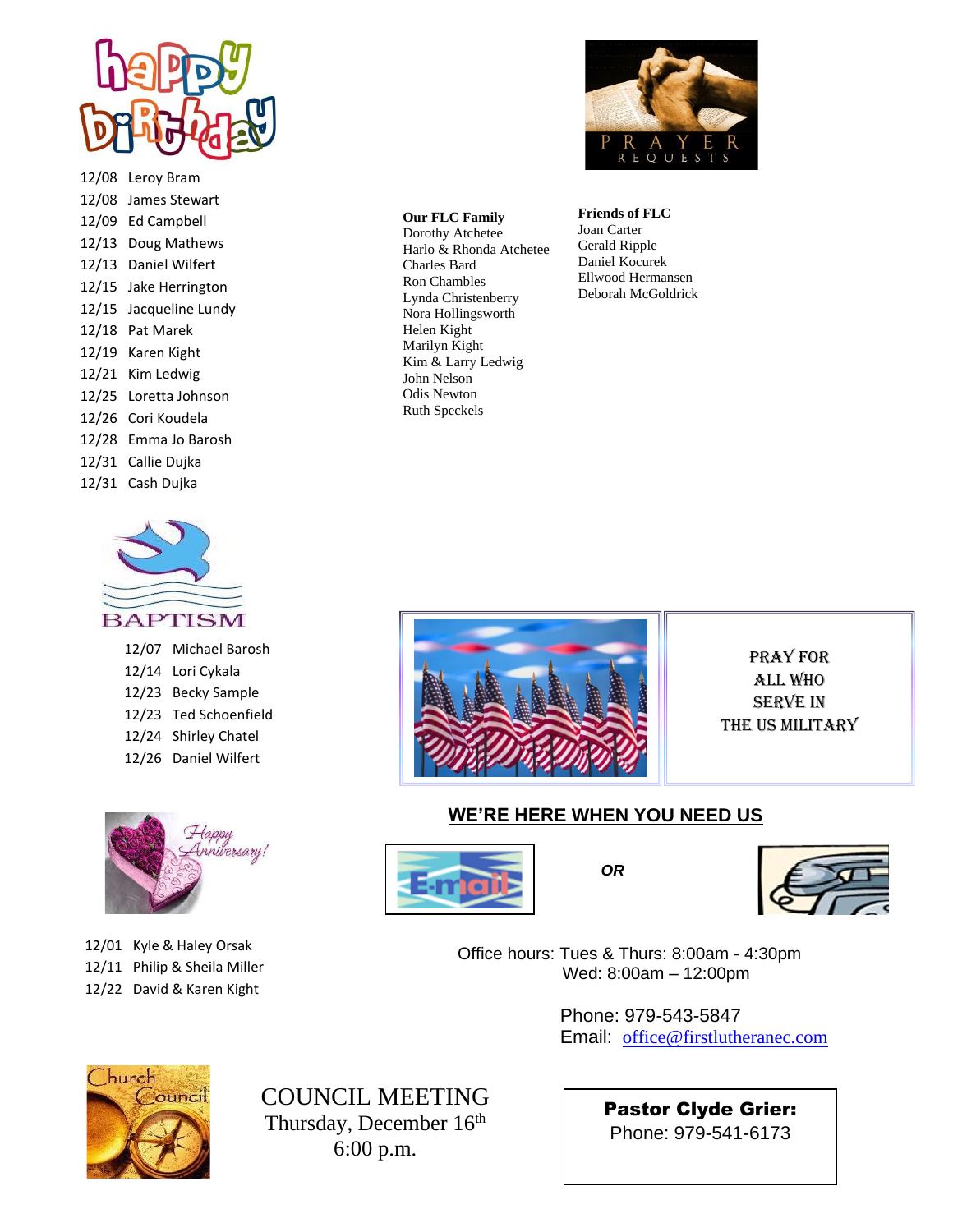## Happy Birthday

12/08 Leroy Bram
12/08 James Stewart
12/09 Ed Campbell
12/13 Doug Mathews
12/13 Daniel Wilfert
12/15 Jake Herrington
12/15 Jacqueline Lundy
12/18 Pat Marek
12/19 Karen Kight
12/21 Kim Ledwig
12/25 Loretta Johnson
12/26 Cori Koudela
12/28 Emma Jo Barosh
12/31 Callie Dujka
12/31 Cash Dujka

## Prayer Requests

**Our FLC Family**
Dorothy Atchetee
Harlo & Rhonda Atchetee
Charles Bard
Ron Chambles
Lynda Christenberry
Nora Hollingsworth
Helen Kight
Marilyn Kight
Kim & Larry Ledwig
John Nelson
Odis Newton
Ruth Speckels

**Friends of FLC**
Joan Carter
Gerald Ripple
Daniel Kocurek
Ellwood Hermansen
Deborah McGoldrick

## Baptism

12/07 Michael Barosh
12/14 Lori Cykala
12/23 Becky Sample
12/23 Ted Schoenfield
12/24 Shirley Chatel
12/26 Daniel Wilfert

PRAY FOR ALL WHO SERVE IN THE US MILITARY

## Happy Anniversary!

12/01 Kyle & Haley Orsak
12/11 Philip & Sheila Miller
12/22 David & Karen Kight

## WE'RE HERE WHEN YOU NEED US

E-mail *OR* phone

Office hours: Tues & Thurs: 8:00am - 4:30pm
Wed: 8:00am – 12:00pm

Phone: 979-543-5847
Email: office@firstlutheranec.com

## Church Council

COUNCIL MEETING
Thursday, December 16th
6:00 p.m.

**Pastor Clyde Grier:**
Phone: 979-541-6173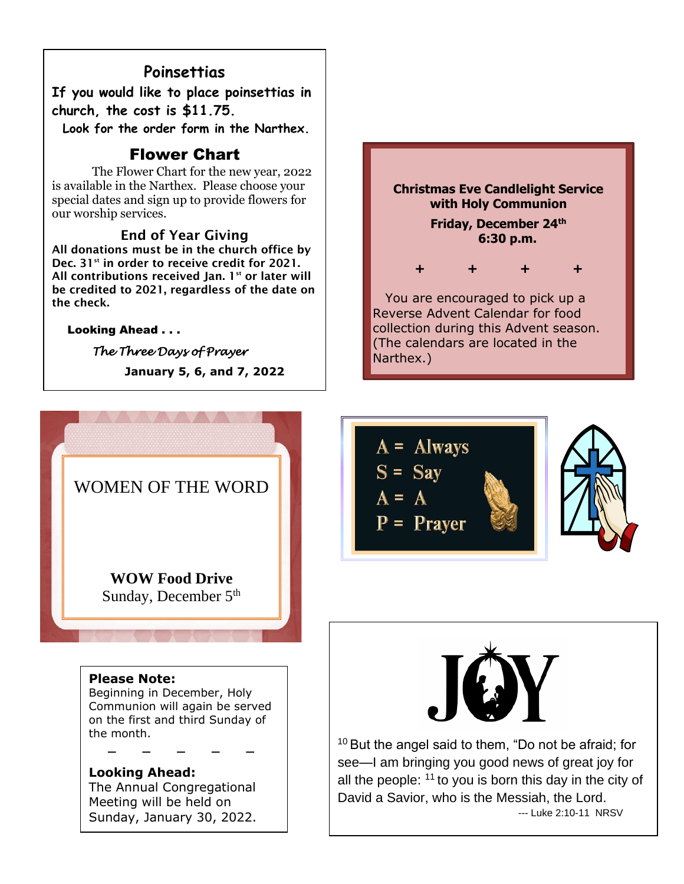## Poinsettias

**If you would like to place poinsettias in church, the cost is $11.75.**
**Look for the order form in the Narthex.**

## Flower Chart

The Flower Chart for the new year, 2022 is available in the Narthex. Please choose your special dates and sign up to provide flowers for our worship services.

## End of Year Giving

**All donations must be in the church office by Dec. 31st in order to receive credit for 2021. All contributions received Jan. 1st or later will be credited to 2021, regardless of the date on the check.**

**Looking Ahead . . .**

*The Three Days of Prayer*

**January 5, 6, and 7, 2022**

---

**Christmas Eve Candlelight Service with Holy Communion**

**Friday, December 24th**
**6:30 p.m.**

\+ \+ \+ \+

You are encouraged to pick up a Reverse Advent Calendar for food collection during this Advent season. (The calendars are located in the Narthex.)

---

WOMEN OF THE WORD

**WOW Food Drive**
Sunday, December 5th

---

A = Always
S = Say
A = A
P = Prayer

---

**Please Note:**
Beginning in December, Holy Communion will again be served on the first and third Sunday of the month.

– – – – –

**Looking Ahead:**
The Annual Congregational Meeting will be held on Sunday, January 30, 2022.

---

JOY

[10] But the angel said to them, “Do not be afraid; for see—I am bringing you good news of great joy for all the people: [11] to you is born this day in the city of David a Savior, who is the Messiah, the Lord.

--- Luke 2:10-11 NRSV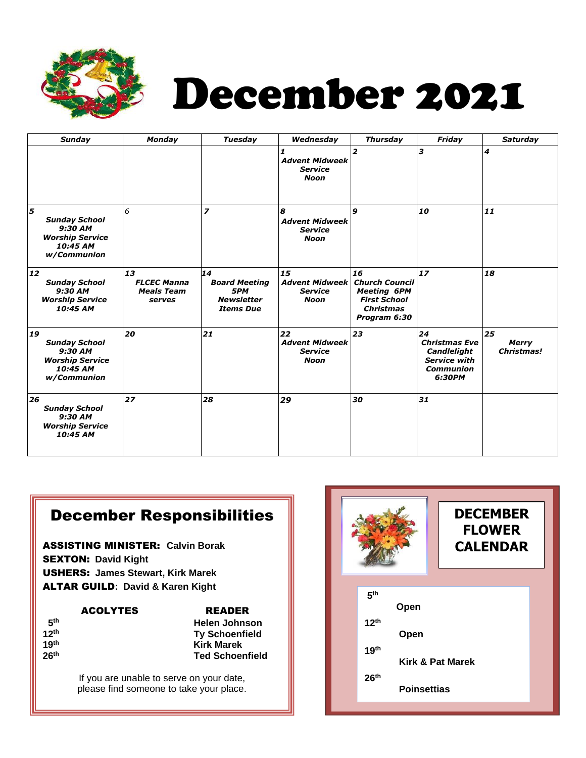# December 2021

| Sunday | Monday | Tuesday | Wednesday | Thursday | Friday | Saturday |
|---|---|---|---|---|---|---|
| | | | **1** *Advent Midweek Service Noon* | **2** | **3** | **4** |
| **5** *Sunday School 9:30 AM Worship Service 10:45 AM w/Communion* | 6 | **7** | **8** *Advent Midweek Service Noon* | **9** | **10** | **11** |
| **12** *Sunday School 9:30 AM Worship Service 10:45 AM* | **13** *FLCEC Manna Meals Team serves* | **14** *Board Meeting 5PM Newsletter Items Due* | **15** *Advent Midweek Service Noon* | **16** *Church Council Meeting 6PM First School Christmas Program 6:30* | **17** | **18** |
| **19** *Sunday School 9:30 AM Worship Service 10:45 AM w/Communion* | **20** | **21** | **22** *Advent Midweek Service Noon* | **23** | **24** *Christmas Eve Candlelight Service with Communion 6:30PM* | **25** *Merry Christmas!* |
| **26** *Sunday School 9:30 AM Worship Service 10:45 AM* | **27** | **28** | **29** | **30** | **31** | |

## December Responsibilities

**ASSISTING MINISTER:** Calvin Borak
**SEXTON:** David Kight
**USHERS:** James Stewart, Kirk Marek
**ALTAR GUILD:** David & Karen Kight

| | ACOLYTES | READER |
|---|---|---|
| 5th | | Helen Johnson |
| 12th | | Ty Schoenfield |
| 19th | | Kirk Marek |
| 26th | | Ted Schoenfield |

If you are unable to serve on your date, please find someone to take your place.

## DECEMBER FLOWER CALENDAR

| Date | |
|---|---|
| 5th | Open |
| 12th | Open |
| 19th | Kirk & Pat Marek |
| 26th | Poinsettias |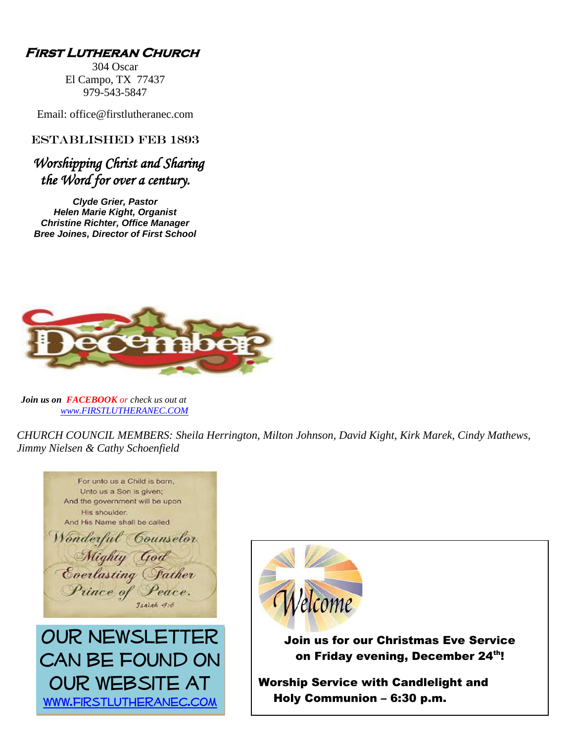# First Lutheran Church

304 Oscar
El Campo, TX 77437
979-543-5847

Email: office@firstlutheranec.com

ESTABLISHED FEB 1893

*Worshipping Christ and Sharing the Word for over a century.*

***Clyde Grier, Pastor***
***Helen Marie Kight, Organist***
***Christine Richter, Office Manager***
***Bree Joines, Director of First School***

December

***Join us on*** ***FACEBOOK*** *or check us out at* *www.FIRSTLUTHERANEC.COM*

*CHURCH COUNCIL MEMBERS: Sheila Herrington, Milton Johnson, David Kight, Kirk Marek, Cindy Mathews, Jimmy Nielsen & Cathy Schoenfield*

For unto us a Child is born,
Unto us a Son is given;
And the government will be upon
His shoulder.
And His Name shall be called
Wonderful Counselor
Mighty God
Everlasting Father
Prince of Peace.
Isaiah 9:6

OUR NEWSLETTER CAN BE FOUND ON OUR WEBSITE AT WWW.FIRSTLUTHERANEC.COM

Welcome

**Join us for our Christmas Eve Service on Friday evening, December 24th!**

**Worship Service with Candlelight and Holy Communion – 6:30 p.m.**